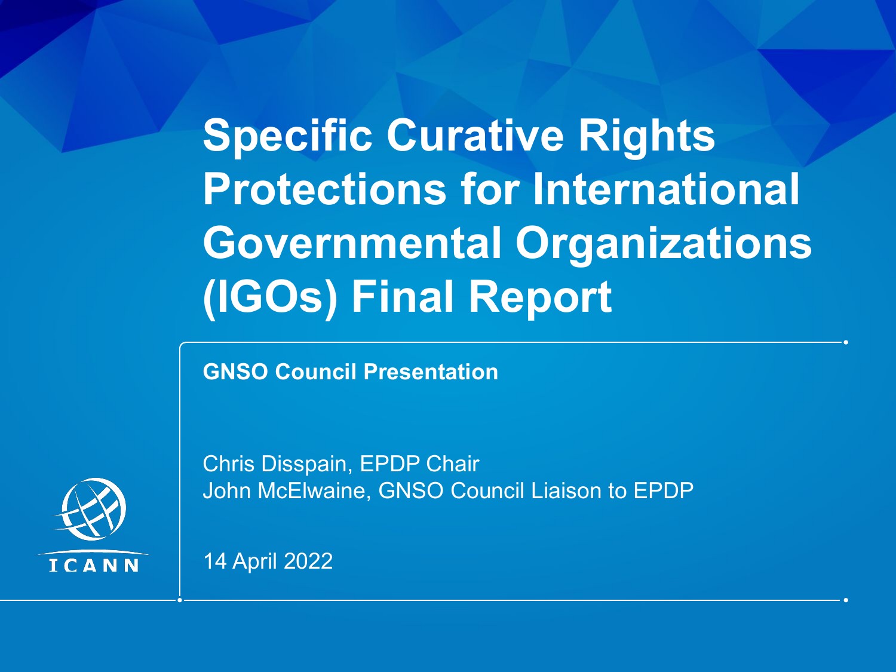# Specific Curative Rights Protections for International Governmental Organizations (IGOs) Final Report

**GNSO Council Presentation**

Chris Disspain, EPDP Chair
John McElwaine, GNSO Council Liaison to EPDP

14 April 2022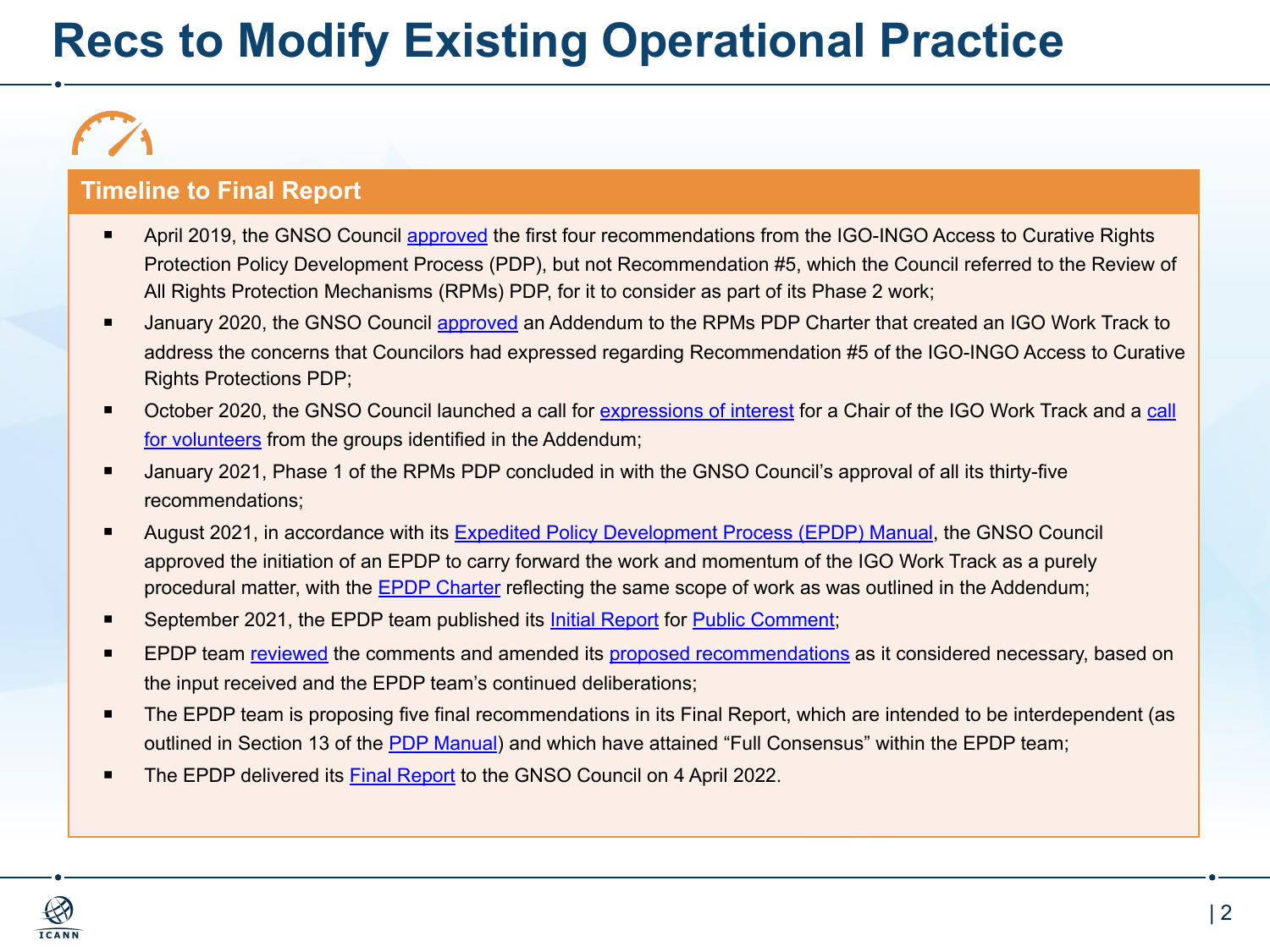# Recs to Modify Existing Operational Practice

## Timeline to Final Report

- April 2019, the GNSO Council approved the first four recommendations from the IGO-INGO Access to Curative Rights Protection Policy Development Process (PDP), but not Recommendation #5, which the Council referred to the Review of All Rights Protection Mechanisms (RPMs) PDP, for it to consider as part of its Phase 2 work;
- January 2020, the GNSO Council approved an Addendum to the RPMs PDP Charter that created an IGO Work Track to address the concerns that Councilors had expressed regarding Recommendation #5 of the IGO-INGO Access to Curative Rights Protections PDP;
- October 2020, the GNSO Council launched a call for expressions of interest for a Chair of the IGO Work Track and a call for volunteers from the groups identified in the Addendum;
- January 2021, Phase 1 of the RPMs PDP concluded in with the GNSO Council's approval of all its thirty-five recommendations;
- August 2021, in accordance with its Expedited Policy Development Process (EPDP) Manual, the GNSO Council approved the initiation of an EPDP to carry forward the work and momentum of the IGO Work Track as a purely procedural matter, with the EPDP Charter reflecting the same scope of work as was outlined in the Addendum;
- September 2021, the EPDP team published its Initial Report for Public Comment;
- EPDP team reviewed the comments and amended its proposed recommendations as it considered necessary, based on the input received and the EPDP team's continued deliberations;
- The EPDP team is proposing five final recommendations in its Final Report, which are intended to be interdependent (as outlined in Section 13 of the PDP Manual) and which have attained "Full Consensus" within the EPDP team;
- The EPDP delivered its Final Report to the GNSO Council on 4 April 2022.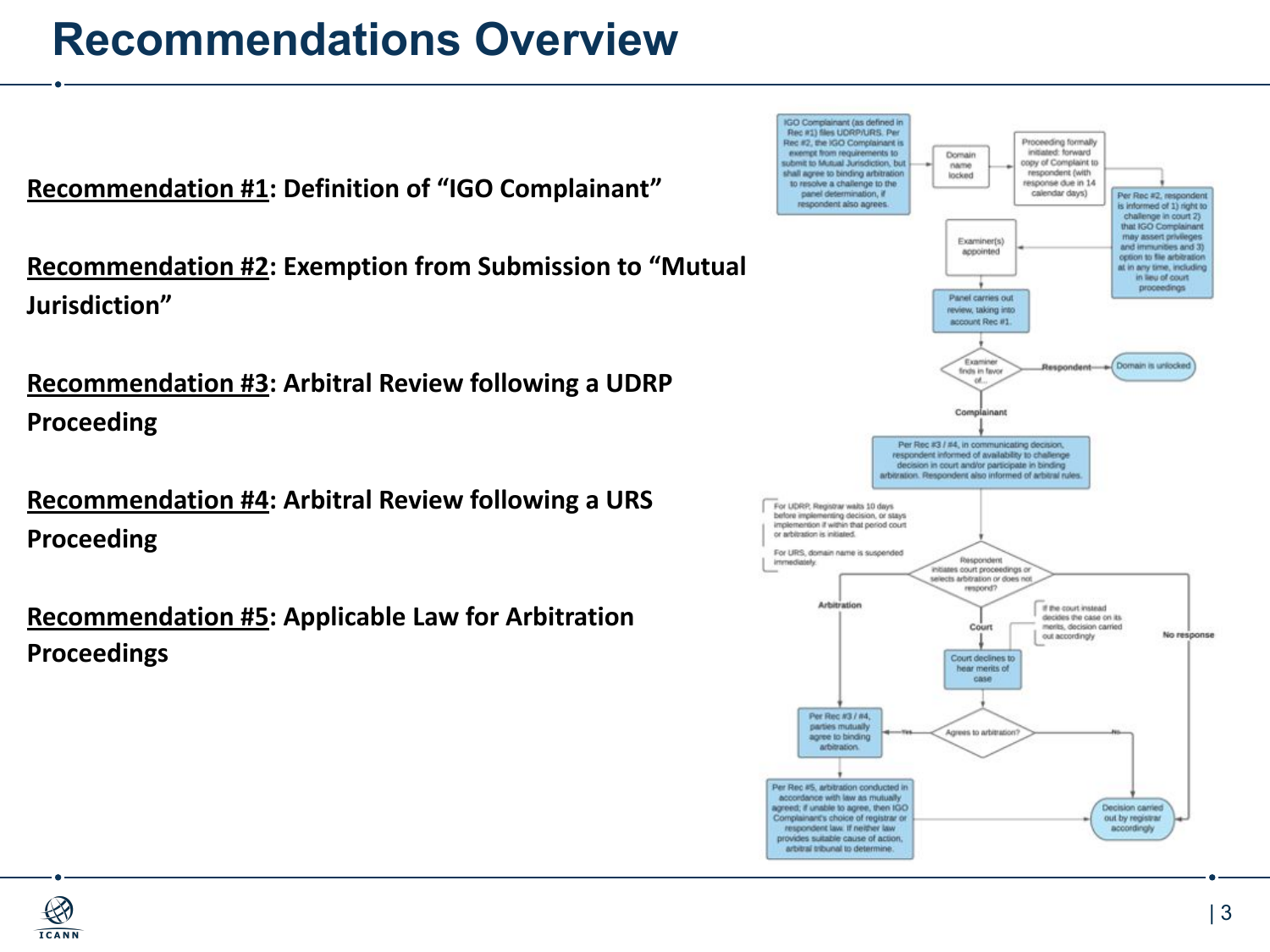# Recommendations Overview

**Recommendation #1: Definition of "IGO Complainant"**

**Recommendation #2: Exemption from Submission to "Mutual Jurisdiction"**

**Recommendation #3: Arbitral Review following a UDRP Proceeding**

**Recommendation #4: Arbitral Review following a URS Proceeding**

**Recommendation #5: Applicable Law for Arbitration Proceedings**

IGO Complainant (as defined in Rec #1) files UDRP/URS. Per Rec #2, the IGO Complainant is exempt from requirements to submit to Mutual Jurisdiction, but shall agree to binding arbitration to resolve a challenge to the panel determination, if respondent also agrees.

Domain name locked

Proceeding formally initiated: forward copy of Complaint to respondent (with response due in 14 calendar days)

Per Rec #2, respondent is informed of 1) right to challenge in court 2) that IGO Complainant may assert privileges and immunities and 3) option to file arbitration at in any time, including in lieu of court proceedings

Examiner(s) appointed

Panel carries out review, taking into account Rec #1.

Examiner finds in favor of...

Respondent → Domain is unlocked

Complainant

Per Rec #3 / #4, in communicating decision, respondent informed of availability to challenge decision in court and/or participate in binding arbitration. Respondent also informed of arbitral rules.

For UDRP, Registrar waits 10 days before implementing decision, or stays implementation if within that period court or arbitration is initiated.

For URS, domain name is suspended immediately.

Respondent initiates court proceedings or selects arbitration or does not respond?

Arbitration

Court

If the court instead decides the case on its merits, decision carried out accordingly

No response

Court declines to hear merits of case

Agrees to arbitration?

Yes → Per Rec #3 / #4, parties mutually agree to binding arbitration.

No

Per Rec #5, arbitration conducted in accordance with law as mutually agreed; if unable to agree, then IGO Complainant's choice of registrar or respondent law. If neither law provides suitable cause of action, arbitral tribunal to determine.

Decision carried out by registrar accordingly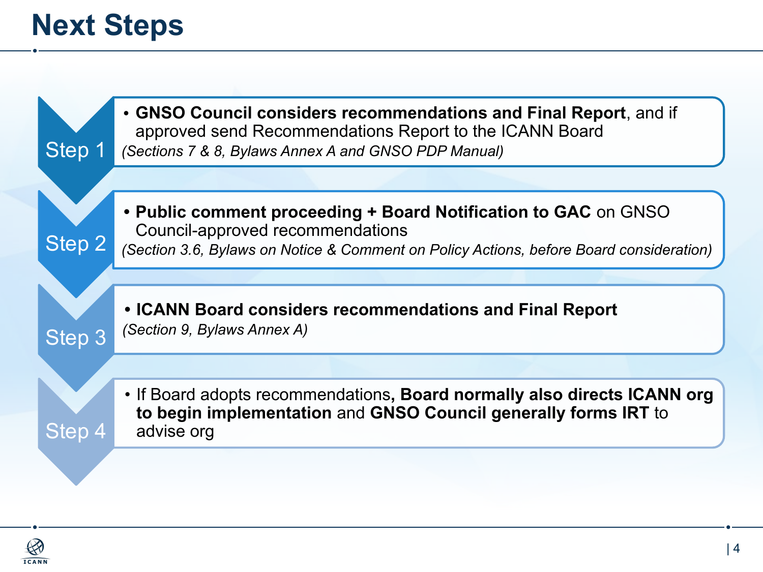# Next Steps

**Step 1**

- **GNSO Council considers recommendations and Final Report**, and if approved send Recommendations Report to the ICANN Board

*(Sections 7 & 8, Bylaws Annex A and GNSO PDP Manual)*

**Step 2**

- **Public comment proceeding + Board Notification to GAC** on GNSO Council-approved recommendations

*(Section 3.6, Bylaws on Notice & Comment on Policy Actions, before Board consideration)*

**Step 3**

- **ICANN Board considers recommendations and Final Report**

*(Section 9, Bylaws Annex A)*

**Step 4**

- If Board adopts recommendations**, Board normally also directs ICANN org to begin implementation** and **GNSO Council generally forms IRT** to advise org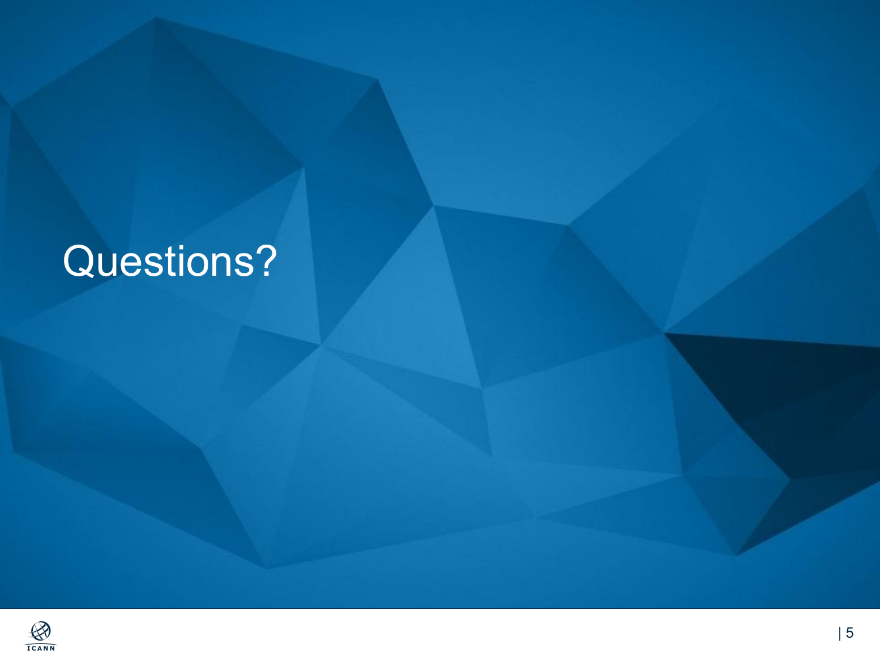# Questions?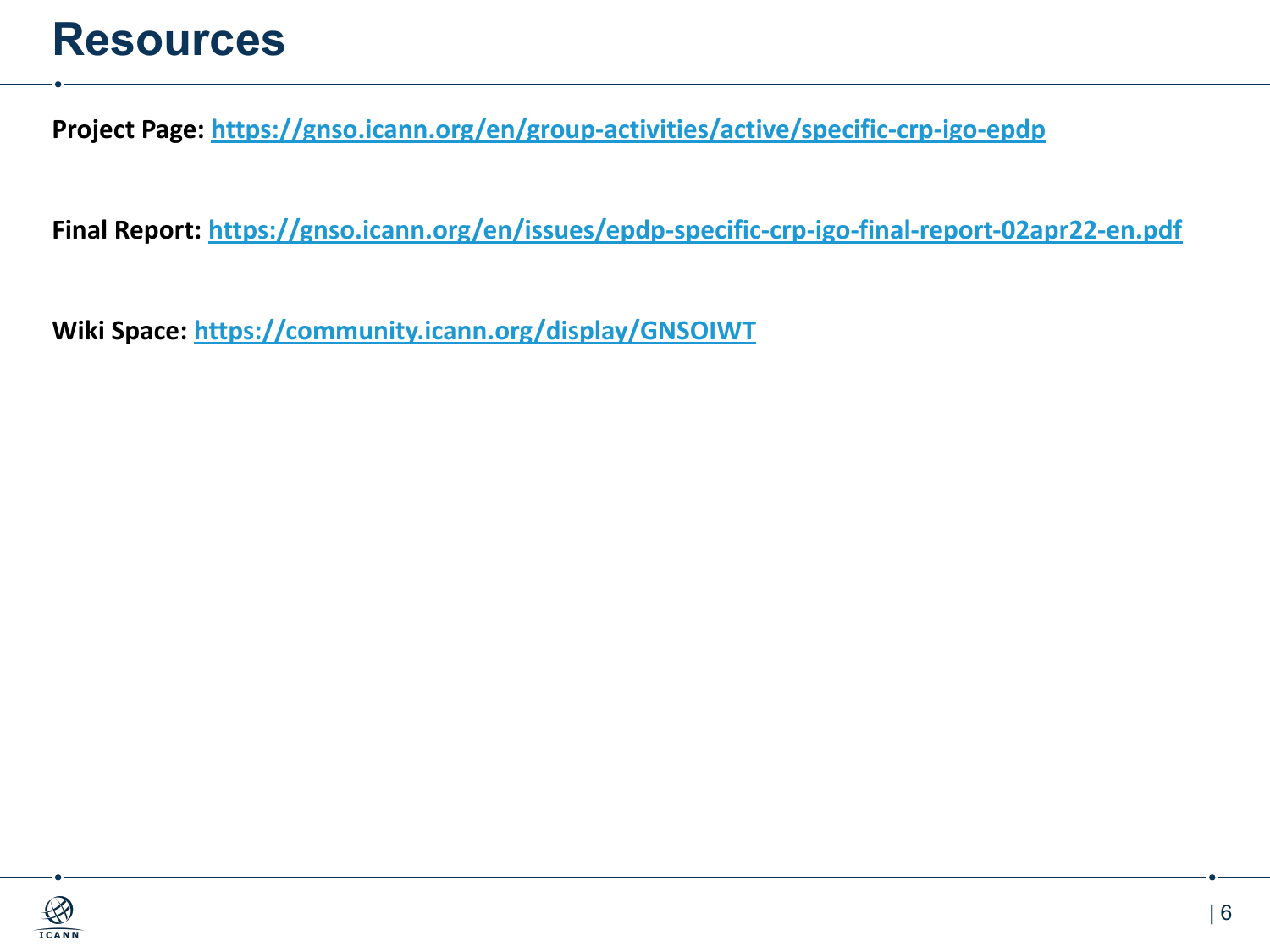# Resources

**Project Page:** https://gnso.icann.org/en/group-activities/active/specific-crp-igo-epdp

**Final Report:** https://gnso.icann.org/en/issues/epdp-specific-crp-igo-final-report-02apr22-en.pdf

**Wiki Space:** https://community.icann.org/display/GNSOIWT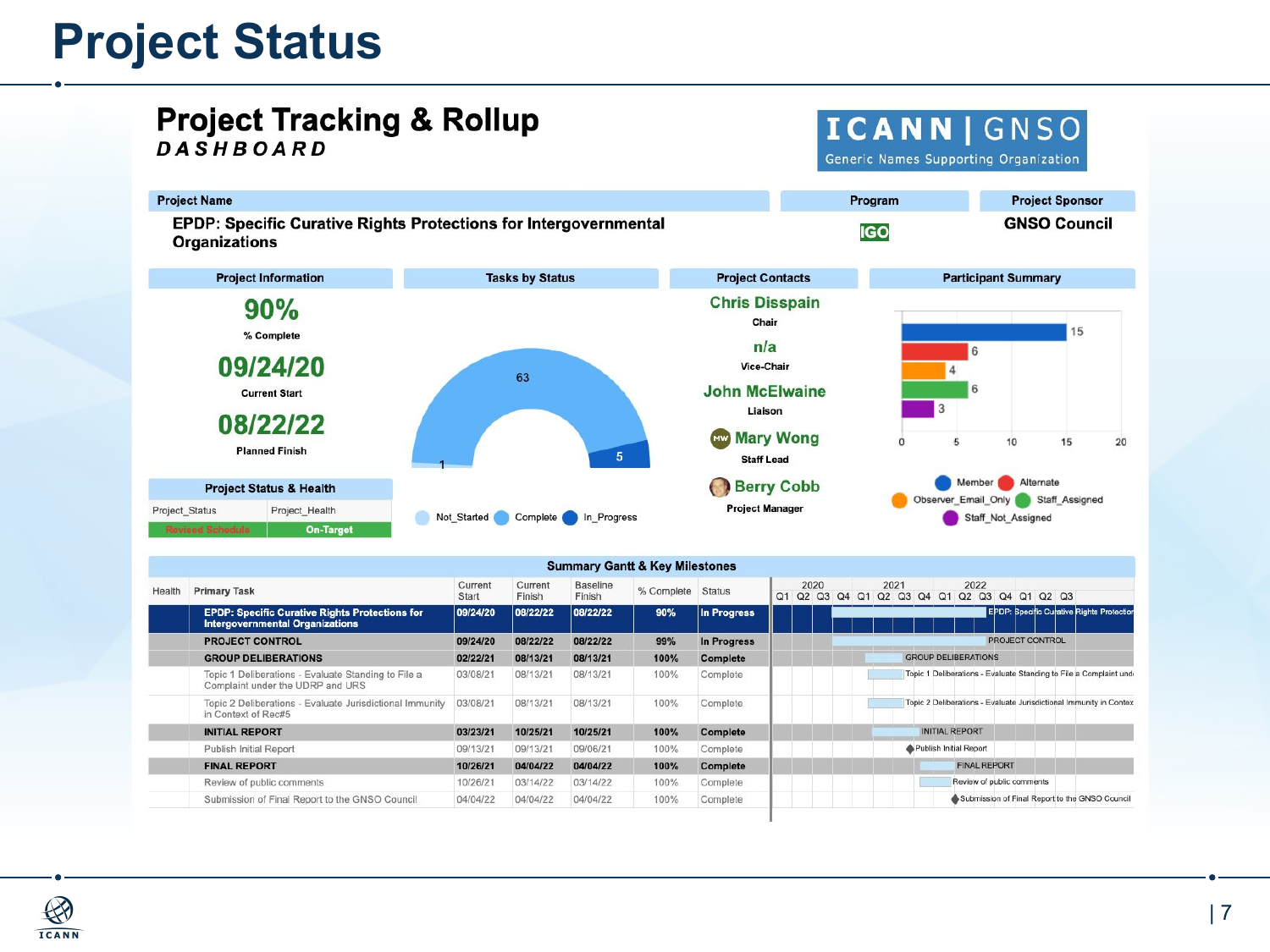# Project Status

## Project Tracking & Rollup

***DASHBOARD***

ICANN | GNSO
Generic Names Supporting Organization

| Project Name | Program | Project Sponsor |
|---|---|---|
| EPDP: Specific Curative Rights Protections for Intergovernmental Organizations | IGO | GNSO Council |

### Project Information

**90%**
% Complete

**09/24/20**
Current Start

**08/22/22**
Planned Finish

### Project Status & Health

| Project_Status | Project_Health |
|---|---|
| Revised Schedule | On-Target |

### Tasks by Status

63
5
1

Not_Started
Complete
In_Progress

### Project Contacts

**Chris Disspain**
Chair

**n/a**
Vice-Chair

**John McElwaine**
Liaison

**Mary Wong**
Staff Lead

**Berry Cobb**
Project Manager

### Participant Summary

15
6
4
6
3

0 5 10 15 20

Member
Alternate
Observer_Email_Only
Staff_Assigned
Staff_Not_Assigned

### Summary Gantt & Key Milestones

| Health | Primary Task | Current Start | Current Finish | Baseline Finish | % Complete | Status |
|---|---|---|---|---|---|---|
| | **EPDP: Specific Curative Rights Protections for Intergovernmental Organizations** | **09/24/20** | **08/22/22** | **08/22/22** | **90%** | **In Progress** |
| | **PROJECT CONTROL** | **09/24/20** | **08/22/22** | **08/22/22** | **99%** | **In Progress** |
| | **GROUP DELIBERATIONS** | **02/22/21** | **08/13/21** | **08/13/21** | **100%** | **Complete** |
| | Topic 1 Deliberations - Evaluate Standing to File a Complaint under the UDRP and URS | 03/08/21 | 08/13/21 | 08/13/21 | 100% | Complete |
| | Topic 2 Deliberations - Evaluate Jurisdictional Immunity in Context of Rec#5 | 03/08/21 | 08/13/21 | 08/13/21 | 100% | Complete |
| | **INITIAL REPORT** | **03/23/21** | **10/25/21** | **10/25/21** | **100%** | **Complete** |
| | Publish Initial Report | 09/13/21 | 09/13/21 | 09/06/21 | 100% | Complete |
| | **FINAL REPORT** | **10/26/21** | **04/04/22** | **04/04/22** | **100%** | **Complete** |
| | Review of public comments | 10/26/21 | 03/14/22 | 03/14/22 | 100% | Complete |
| | Submission of Final Report to the GNSO Council | 04/04/22 | 04/04/22 | 04/04/22 | 100% | Complete |

2020 2021 2022
Q1 Q2 Q3 Q4 Q1 Q2 Q3 Q4 Q1 Q2 Q3 Q4 Q1 Q2 Q3

EPDP: Specific Curative Rights Protection
PROJECT CONTROL
GROUP DELIBERATIONS
Topic 1 Deliberations - Evaluate Standing to File a Complaint und
Topic 2 Deliberations - Evaluate Jurisdictional Immunity in Contex
INITIAL REPORT
Publish Initial Report
FINAL REPORT
Review of public comments
Submission of Final Report to the GNSO Council